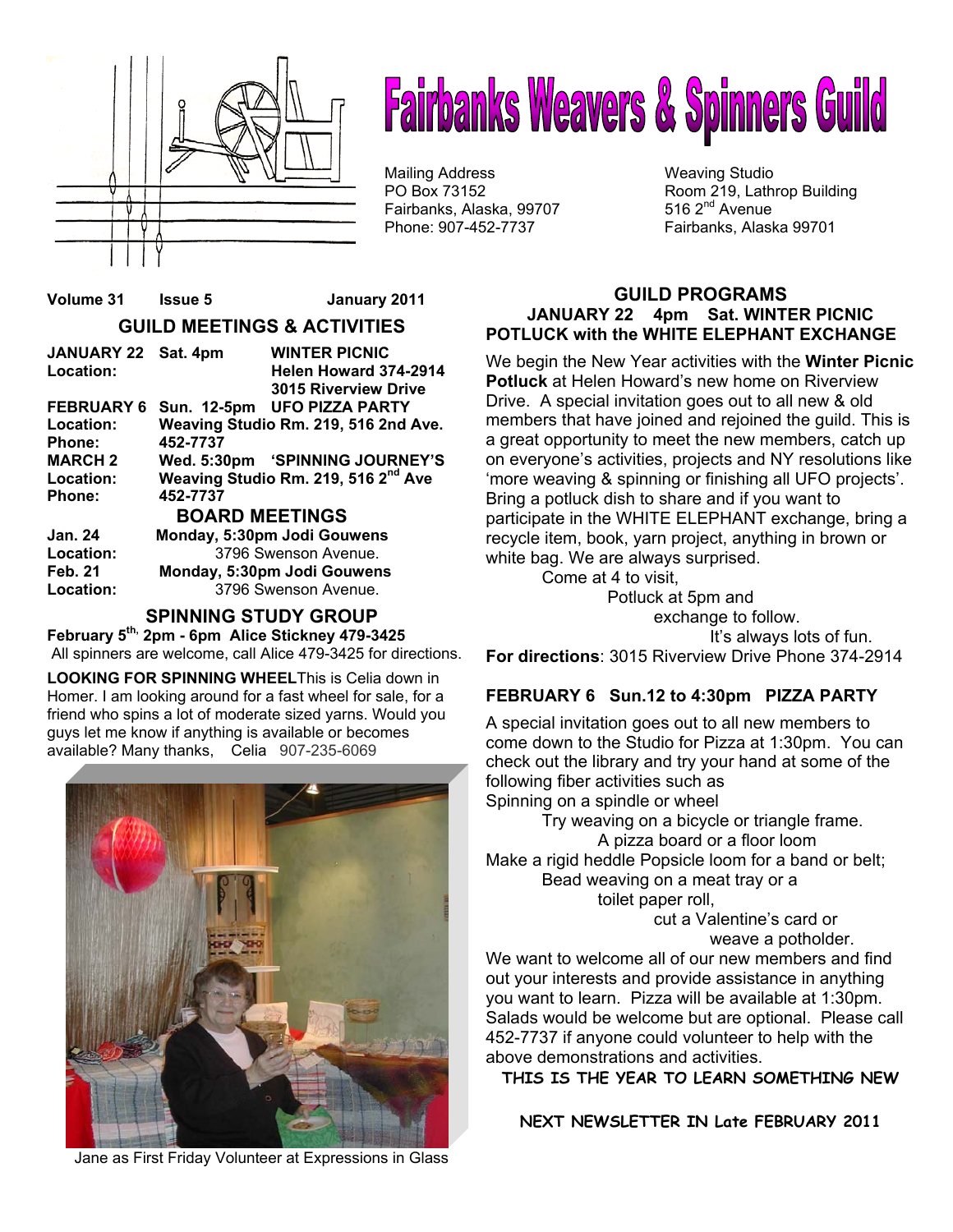# Fairbanks Weavers & Spinners Guild

Mailing Address
PO Box 73152
Fairbanks, Alaska, 99707
Phone: 907-452-7737

Weaving Studio
Room 219, Lathrop Building
516 2nd Avenue
Fairbanks, Alaska 99701

**Volume 31 Issue 5 January 2011**

## GUILD MEETINGS & ACTIVITIES

| | | |
|---|---|---|
| **JANUARY 22** | **Sat. 4pm** | **WINTER PICNIC** |
| **Location:** | | **Helen Howard 374-2914** |
| | | **3015 Riverview Drive** |
| **FEBRUARY 6** | **Sun. 12-5pm** | **UFO PIZZA PARTY** |
| **Location:** | **Weaving Studio Rm. 219, 516 2nd Ave.** | |
| **Phone:** | **452-7737** | |
| **MARCH 2** | **Wed. 5:30pm** | **'SPINNING JOURNEY'S** |
| **Location:** | **Weaving Studio Rm. 219, 516 2nd Ave** | |
| **Phone:** | **452-7737** | |

## BOARD MEETINGS

| | |
|---|---|
| **Jan. 24** | **Monday, 5:30pm Jodi Gouwens** |
| **Location:** | 3796 Swenson Avenue. |
| **Feb. 21** | **Monday, 5:30pm Jodi Gouwens** |
| **Location:** | 3796 Swenson Avenue. |

## SPINNING STUDY GROUP

**February 5th, 2pm - 6pm Alice Stickney 479-3425**
All spinners are welcome, call Alice 479-3425 for directions.

**LOOKING FOR SPINNING WHEEL** This is Celia down in Homer. I am looking around for a fast wheel for sale, for a friend who spins a lot of moderate sized yarns. Would you guys let me know if anything is available or becomes available? Many thanks, Celia 907-235-6069

Jane as First Friday Volunteer at Expressions in Glass

## GUILD PROGRAMS

**JANUARY 22 4pm Sat. WINTER PICNIC POTLUCK with the WHITE ELEPHANT EXCHANGE**

We begin the New Year activities with the **Winter Picnic Potluck** at Helen Howard's new home on Riverview Drive. A special invitation goes out to all new & old members that have joined and rejoined the guild. This is a great opportunity to meet the new members, catch up on everyone's activities, projects and NY resolutions like 'more weaving & spinning or finishing all UFO projects'. Bring a potluck dish to share and if you want to participate in the WHITE ELEPHANT exchange, bring a recycle item, book, yarn project, anything in brown or white bag. We are always surprised.

Come at 4 to visit,
Potluck at 5pm and
exchange to follow.
It's always lots of fun.

**For directions**: 3015 Riverview Drive Phone 374-2914

**FEBRUARY 6 Sun.12 to 4:30pm PIZZA PARTY**

A special invitation goes out to all new members to come down to the Studio for Pizza at 1:30pm. You can check out the library and try your hand at some of the following fiber activities such as
Spinning on a spindle or wheel
Try weaving on a bicycle or triangle frame.
A pizza board or a floor loom
Make a rigid heddle Popsicle loom for a band or belt;
Bead weaving on a meat tray or a
toilet paper roll,
cut a Valentine's card or
weave a potholder.

We want to welcome all of our new members and find out your interests and provide assistance in anything you want to learn. Pizza will be available at 1:30pm. Salads would be welcome but are optional. Please call 452-7737 if anyone could volunteer to help with the above demonstrations and activities.

**THIS IS THE YEAR TO LEARN SOMETHING NEW**

**NEXT NEWSLETTER IN Late FEBRUARY 2011**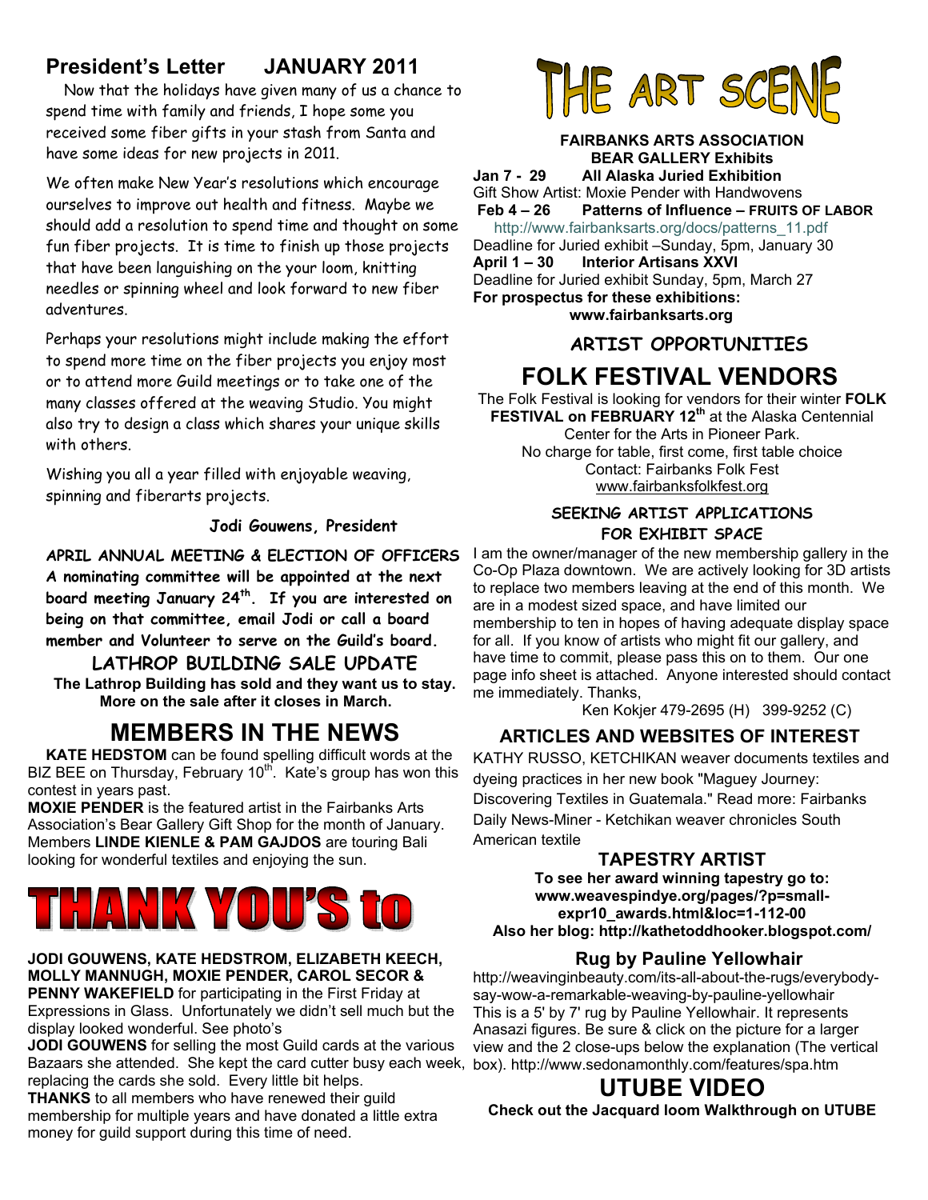## President's Letter JANUARY 2011

Now that the holidays have given many of us a chance to spend time with family and friends, I hope some you received some fiber gifts in your stash from Santa and have some ideas for new projects in 2011.

We often make New Year's resolutions which encourage ourselves to improve out health and fitness. Maybe we should add a resolution to spend time and thought on some fun fiber projects. It is time to finish up those projects that have been languishing on the your loom, knitting needles or spinning wheel and look forward to new fiber adventures.

Perhaps your resolutions might include making the effort to spend more time on the fiber projects you enjoy most or to attend more Guild meetings or to take one of the many classes offered at the weaving Studio. You might also try to design a class which shares your unique skills with others.

Wishing you all a year filled with enjoyable weaving, spinning and fiberarts projects.

**Jodi Gouwens, President**

**APRIL ANNUAL MEETING & ELECTION OF OFFICERS**
**A nominating committee will be appointed at the next board meeting January 24th. If you are interested on being on that committee, email Jodi or call a board member and Volunteer to serve on the Guild's board.**

### LATHROP BUILDING SALE UPDATE

**The Lathrop Building has sold and they want us to stay. More on the sale after it closes in March.**

## MEMBERS IN THE NEWS

**KATE HEDSTOM** can be found spelling difficult words at the BIZ BEE on Thursday, February 10th. Kate's group has won this contest in years past.

**MOXIE PENDER** is the featured artist in the Fairbanks Arts Association's Bear Gallery Gift Shop for the month of January.

Members **LINDE KIENLE & PAM GAJDOS** are touring Bali looking for wonderful textiles and enjoying the sun.

## THANK YOU'S to

**JODI GOUWENS, KATE HEDSTROM, ELIZABETH KEECH, MOLLY MANNUGH, MOXIE PENDER, CAROL SECOR & PENNY WAKEFIELD** for participating in the First Friday at Expressions in Glass. Unfortunately we didn't sell much but the display looked wonderful. See photo's

**JODI GOUWENS** for selling the most Guild cards at the various Bazaars she attended. She kept the card cutter busy each week, replacing the cards she sold. Every little bit helps.

**THANKS** to all members who have renewed their guild membership for multiple years and have donated a little extra money for guild support during this time of need.

## THE ART SCENE

**FAIRBANKS ARTS ASSOCIATION**
**BEAR GALLERY Exhibits**

**Jan 7 - 29 All Alaska Juried Exhibition**
Gift Show Artist: Moxie Pender with Handwovens

**Feb 4 – 26 Patterns of Influence – FRUITS OF LABOR**
http://www.fairbanksarts.org/docs/patterns_11.pdf
Deadline for Juried exhibit –Sunday, 5pm, January 30

**April 1 – 30 Interior Artisans XXVI**
Deadline for Juried exhibit Sunday, 5pm, March 27

**For prospectus for these exhibitions:**
**www.fairbanksarts.org**

### ARTIST OPPORTUNITIES

## FOLK FESTIVAL VENDORS

The Folk Festival is looking for vendors for their winter **FOLK FESTIVAL on FEBRUARY 12th** at the Alaska Centennial Center for the Arts in Pioneer Park.
No charge for table, first come, first table choice
Contact: Fairbanks Folk Fest
www.fairbanksfolkfest.org

### SEEKING ARTIST APPLICATIONS FOR EXHIBIT SPACE

I am the owner/manager of the new membership gallery in the Co-Op Plaza downtown. We are actively looking for 3D artists to replace two members leaving at the end of this month. We are in a modest sized space, and have limited our membership to ten in hopes of having adequate display space for all. If you know of artists who might fit our gallery, and have time to commit, please pass this on to them. Our one page info sheet is attached. Anyone interested should contact me immediately. Thanks,

Ken Kokjer 479-2695 (H) 399-9252 (C)

### ARTICLES AND WEBSITES OF INTEREST

KATHY RUSSO, KETCHIKAN weaver documents textiles and dyeing practices in her new book "Maguey Journey: Discovering Textiles in Guatemala." Read more: Fairbanks Daily News-Miner - Ketchikan weaver chronicles South American textile

### TAPESTRY ARTIST

**To see her award winning tapestry go to: www.weavespindye.org/pages/?p=small-expr10_awards.html&loc=1-112-00**
**Also her blog: http://kathetoddhooker.blogspot.com/**

### Rug by Pauline Yellowhair

http://weavinginbeauty.com/its-all-about-the-rugs/everybody-say-wow-a-remarkable-weaving-by-pauline-yellowhair
This is a 5' by 7' rug by Pauline Yellowhair. It represents Anasazi figures. Be sure & click on the picture for a larger view and the 2 close-ups below the explanation (The vertical box). http://www.sedonamonthly.com/features/spa.htm

## UTUBE VIDEO

**Check out the Jacquard loom Walkthrough on UTUBE**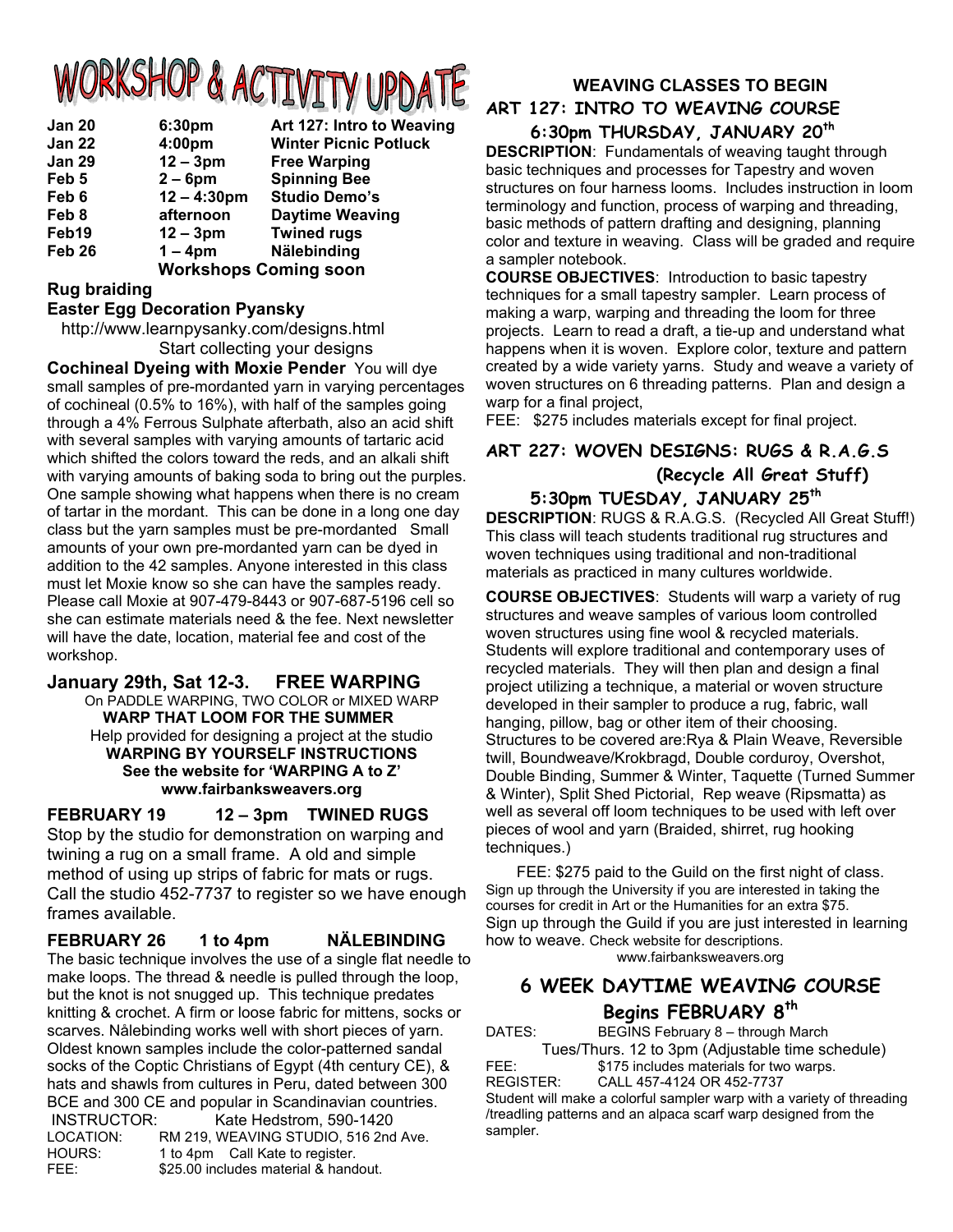# WORKSHOP & ACTIVITY UPDATE

| | | |
|---|---|---|
| Jan 20 | 6:30pm | Art 127: Intro to Weaving |
| Jan 22 | 4:00pm | Winter Picnic Potluck |
| Jan 29 | 12 – 3pm | Free Warping |
| Feb 5 | 2 – 6pm | Spinning Bee |
| Feb 6 | 12 – 4:30pm | Studio Demo's |
| Feb 8 | afternoon | Daytime Weaving |
| Feb19 | 12 – 3pm | Twined rugs |
| Feb 26 | 1 – 4pm | Nälebinding |

**Workshops Coming soon**

**Rug braiding**

**Easter Egg Decoration Pyansky**

http://www.learnpysanky.com/designs.html

Start collecting your designs

**Cochineal Dyeing with Moxie Pender** You will dye small samples of pre-mordanted yarn in varying percentages of cochineal (0.5% to 16%), with half of the samples going through a 4% Ferrous Sulphate afterbath, also an acid shift with several samples with varying amounts of tartaric acid which shifted the colors toward the reds, and an alkali shift with varying amounts of baking soda to bring out the purples. One sample showing what happens when there is no cream of tartar in the mordant. This can be done in a long one day class but the yarn samples must be pre-mordanted Small amounts of your own pre-mordanted yarn can be dyed in addition to the 42 samples. Anyone interested in this class must let Moxie know so she can have the samples ready. Please call Moxie at 907-479-8443 or 907-687-5196 cell so she can estimate materials need & the fee. Next newsletter will have the date, location, material fee and cost of the workshop.

## January 29th, Sat 12-3. FREE WARPING

On PADDLE WARPING, TWO COLOR or MIXED WARP

**WARP THAT LOOM FOR THE SUMMER**

Help provided for designing a project at the studio

**WARPING BY YOURSELF INSTRUCTIONS**

**See the website for 'WARPING A to Z'**

**www.fairbanksweavers.org**

## FEBRUARY 19 12 – 3pm TWINED RUGS

Stop by the studio for demonstration on warping and twining a rug on a small frame. A old and simple method of using up strips of fabric for mats or rugs. Call the studio 452-7737 to register so we have enough frames available.

## FEBRUARY 26 1 to 4pm NÄLEBINDING

The basic technique involves the use of a single flat needle to make loops. The thread & needle is pulled through the loop, but the knot is not snugged up. This technique predates knitting & crochet. A firm or loose fabric for mittens, socks or scarves. Nålebinding works well with short pieces of yarn. Oldest known samples include the color-patterned sandal socks of the Coptic Christians of Egypt (4th century CE), & hats and shawls from cultures in Peru, dated between 300 BCE and 300 CE and popular in Scandinavian countries.

INSTRUCTOR: Kate Hedstrom, 590-1420
LOCATION: RM 219, WEAVING STUDIO, 516 2nd Ave.
HOURS: 1 to 4pm Call Kate to register.
FEE: $25.00 includes material & handout.

## WEAVING CLASSES TO BEGIN

## ART 127: INTRO TO WEAVING COURSE

### 6:30pm THURSDAY, JANUARY 20th

**DESCRIPTION**: Fundamentals of weaving taught through basic techniques and processes for Tapestry and woven structures on four harness looms. Includes instruction in loom terminology and function, process of warping and threading, basic methods of pattern drafting and designing, planning color and texture in weaving. Class will be graded and require a sampler notebook.

**COURSE OBJECTIVES**: Introduction to basic tapestry techniques for a small tapestry sampler. Learn process of making a warp, warping and threading the loom for three projects. Learn to read a draft, a tie-up and understand what happens when it is woven. Explore color, texture and pattern created by a wide variety yarns. Study and weave a variety of woven structures on 6 threading patterns. Plan and design a warp for a final project,

FEE: $275 includes materials except for final project.

## ART 227: WOVEN DESIGNS: RUGS & R.A.G.S (Recycle All Great Stuff)

### 5:30pm TUESDAY, JANUARY 25th

**DESCRIPTION**: RUGS & R.A.G.S. (Recycled All Great Stuff!) This class will teach students traditional rug structures and woven techniques using traditional and non-traditional materials as practiced in many cultures worldwide.

**COURSE OBJECTIVES**: Students will warp a variety of rug structures and weave samples of various loom controlled woven structures using fine wool & recycled materials. Students will explore traditional and contemporary uses of recycled materials. They will then plan and design a final project utilizing a technique, a material or woven structure developed in their sampler to produce a rug, fabric, wall hanging, pillow, bag or other item of their choosing. Structures to be covered are:Rya & Plain Weave, Reversible twill, Boundweave/Krokbragd, Double corduroy, Overshot, Double Binding, Summer & Winter, Taquette (Turned Summer & Winter), Split Shed Pictorial, Rep weave (Ripsmatta) as well as several off loom techniques to be used with left over pieces of wool and yarn (Braided, shirret, rug hooking techniques.)

FEE: $275 paid to the Guild on the first night of class. Sign up through the University if you are interested in taking the courses for credit in Art or the Humanities for an extra $75. Sign up through the Guild if you are just interested in learning how to weave. Check website for descriptions.

www.fairbanksweavers.org

## 6 WEEK DAYTIME WEAVING COURSE

### Begins FEBRUARY 8th

DATES: BEGINS February 8 – through March
Tues/Thurs. 12 to 3pm (Adjustable time schedule)
FEE: $175 includes materials for two warps.
REGISTER: CALL 457-4124 OR 452-7737

Student will make a colorful sampler warp with a variety of threading /treadling patterns and an alpaca scarf warp designed from the sampler.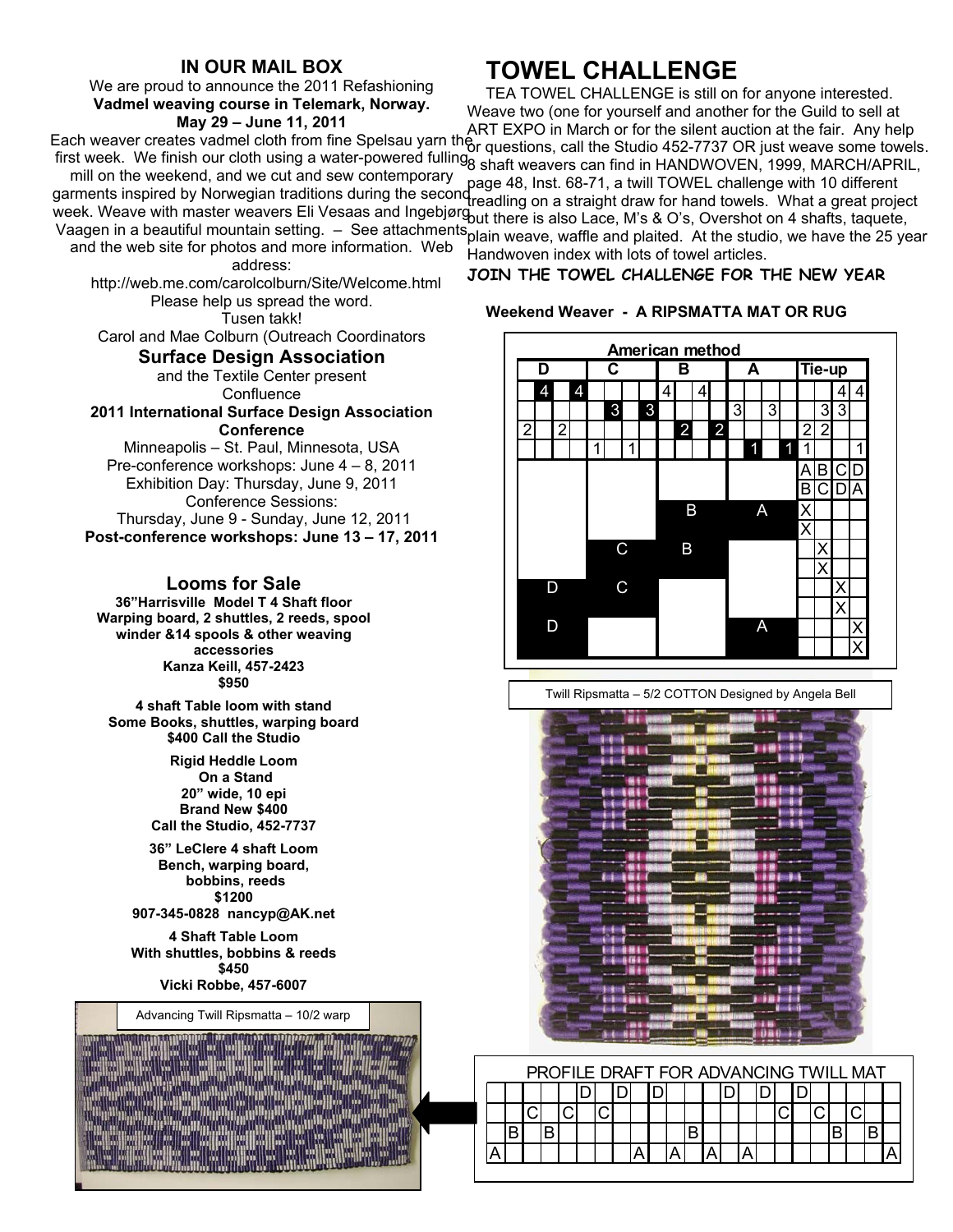## IN OUR MAIL BOX

We are proud to announce the 2011 Refashioning **Vadmel weaving course in Telemark, Norway. May 29 – June 11, 2011**

Each weaver creates vadmel cloth from fine Spelsau yarn the first week. We finish our cloth using a water-powered fulling mill on the weekend, and we cut and sew contemporary garments inspired by Norwegian traditions during the second week. Weave with master weavers Eli Vesaas and Ingebjørg Vaagen in a beautiful mountain setting. – See attachments and the web site for photos and more information. Web address:

http://web.me.com/carolcolburn/Site/Welcome.html

Please help us spread the word.

Tusen takk!

Carol and Mae Colburn (Outreach Coordinators

## Surface Design Association

and the Textile Center present

Confluence

**2011 International Surface Design Association Conference**

Minneapolis – St. Paul, Minnesota, USA

Pre-conference workshops: June 4 – 8, 2011

Exhibition Day: Thursday, June 9, 2011

Conference Sessions:

Thursday, June 9 - Sunday, June 12, 2011

**Post-conference workshops: June 13 – 17, 2011**

## Looms for Sale

**36"Harrisville Model T 4 Shaft floor**
**Warping board, 2 shuttles, 2 reeds, spool winder &14 spools & other weaving accessories**
**Kanza Keill, 457-2423**
**$950**

**4 shaft Table loom with stand**
**Some Books, shuttles, warping board**
**$400 Call the Studio**

**Rigid Heddle Loom**
**On a Stand**
**20" wide, 10 epi**
**Brand New $400**
**Call the Studio, 452-7737**

**36" LeClere 4 shaft Loom**
**Bench, warping board, bobbins, reeds**
**$1200**
**907-345-0828 nancyp@AK.net**

**4 Shaft Table Loom**
**With shuttles, bobbins & reeds**
**$450**
**Vicki Robbe, 457-6007**

Advancing Twill Ripsmatta – 10/2 warp

# TOWEL CHALLENGE

TEA TOWEL CHALLENGE is still on for anyone interested. Weave two (one for yourself and another for the Guild to sell at ART EXPO in March or for the silent auction at the fair. Any help or questions, call the Studio 452-7737 OR just weave some towels. 8 shaft weavers can find in HANDWOVEN, 1999, MARCH/APRIL, page 48, Inst. 68-71, a twill TOWEL challenge with 10 different treadling on a straight draw for hand towels. What a great project but there is also Lace, M's & O's, Overshot on 4 shafts, taquete, plain weave, waffle and plaited. At the studio, we have the 25 year Handwoven index with lots of towel articles.

**JOIN THE TOWEL CHALLENGE FOR THE NEW YEAR**

**Weekend Weaver - A RIPSMATTA MAT OR RUG**

American method

| D | | | | C | | | | B | | | | A | | | | Tie-up | | | |
|---|---|---|---|---|---|---|---|---|---|---|---|---|---|---|---|---|---|---|---|
| | 4 | | 4 | | | | | 4 | | 4 | | | | | | | | 4 | 4 |
| | | | | | 3 | | 3 | | | | | 3 | | 3 | | | 3 | 3 | |
| 2 | | 2 | | | | | | | 2 | | 2 | | | | | 2 | 2 | | |
| | | | | 1 | | 1 | | | | | | | 1 | | 1 | 1 | | | 1 |
| | | | | | | | | | | | | | | | | A | B | C | D |
| | | | | | | | | | | | | | | | | B | C | D | A |
| | | | | | | | | B | | | | A | | | | X | | | |
| | | | | | | | | | | | | | | | | X | | | |
| | | | | C | | | | B | | | | | | | | | X | | |
| | | | | | | | | | | | | | | | | | X | | |
| D | | | | C | | | | | | | | | | | | | | X | |
| | | | | | | | | | | | | | | | | | | X | |
| D | | | | | | | | | | | | A | | | | | | | X |
| | | | | | | | | | | | | | | | | | | | X |

Twill Ripsmatta – 5/2 COTTON Designed by Angela Bell

PROFILE DRAFT FOR ADVANCING TWILL MAT

| | | | | | | | | | | | | | | | | | | | | | | |
|---|---|---|---|---|---|---|---|---|---|---|---|---|---|---|---|---|---|---|---|---|---|---|
| | | | | | D | | D | | D | | | | D | | D | | D | | | | | |
| | | C | | C | | C | | | | | | | | | | C | | C | | C | | |
| | B | | B | | | | | | | | B | | | | | | | | B | | B | |
| A | | | | | | | | A | | A | | A | | A | | | | | | | | A |